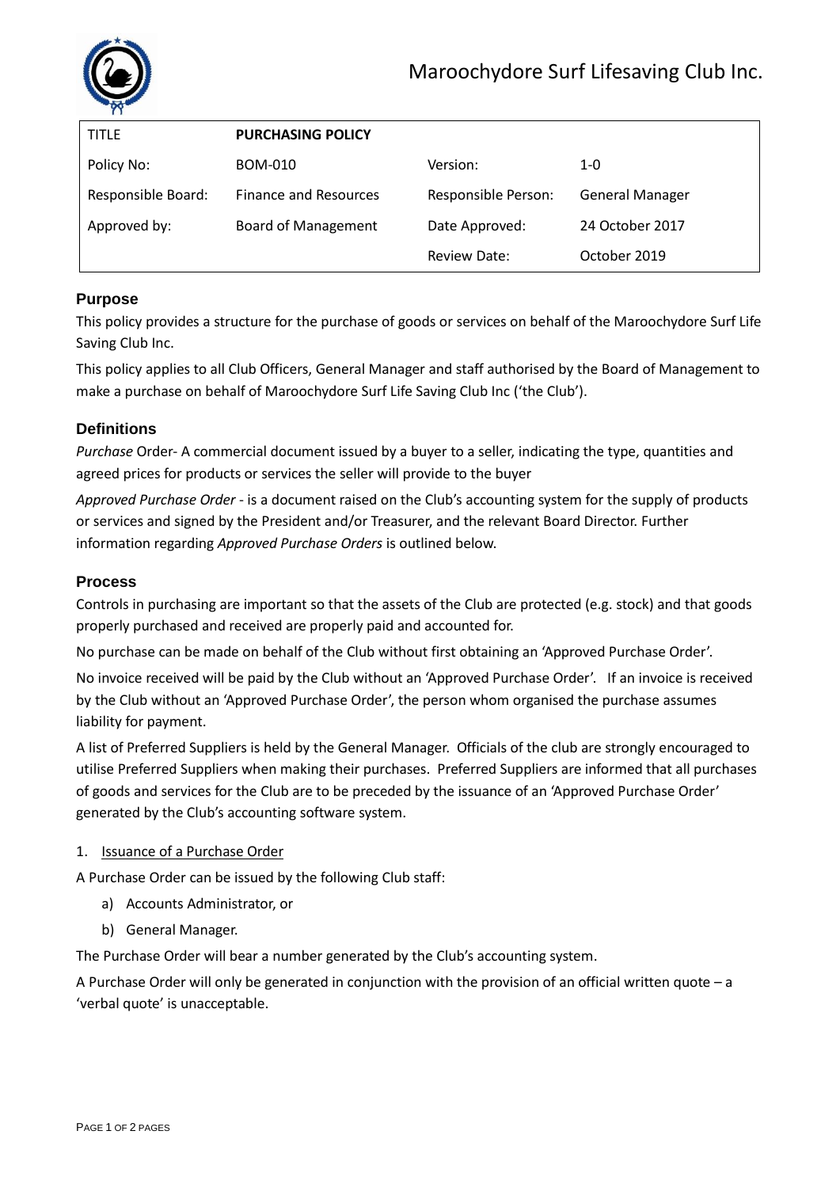# Maroochydore Surf Lifesaving Club Inc.

| TITLE | **PURCHASING POLICY** | | |
|---|---|---|---|
| Policy No: | BOM-010 | Version: | 1-0 |
| Responsible Board: | Finance and Resources | Responsible Person: | General Manager |
| Approved by: | Board of Management | Date Approved: | 24 October 2017 |
| | | Review Date: | October 2019 |

## Purpose

This policy provides a structure for the purchase of goods or services on behalf of the Maroochydore Surf Life Saving Club Inc.

This policy applies to all Club Officers, General Manager and staff authorised by the Board of Management to make a purchase on behalf of Maroochydore Surf Life Saving Club Inc ('the Club').

## Definitions

*Purchase* Order- A commercial document issued by a buyer to a seller, indicating the type, quantities and agreed prices for products or services the seller will provide to the buyer

*Approved Purchase Order* - is a document raised on the Club's accounting system for the supply of products or services and signed by the President and/or Treasurer, and the relevant Board Director. Further information regarding *Approved Purchase Orders* is outlined below.

## Process

Controls in purchasing are important so that the assets of the Club are protected (e.g. stock) and that goods properly purchased and received are properly paid and accounted for.

No purchase can be made on behalf of the Club without first obtaining an 'Approved Purchase Order'.

No invoice received will be paid by the Club without an 'Approved Purchase Order'. If an invoice is received by the Club without an 'Approved Purchase Order', the person whom organised the purchase assumes liability for payment.

A list of Preferred Suppliers is held by the General Manager. Officials of the club are strongly encouraged to utilise Preferred Suppliers when making their purchases. Preferred Suppliers are informed that all purchases of goods and services for the Club are to be preceded by the issuance of an 'Approved Purchase Order' generated by the Club's accounting software system.

1. Issuance of a Purchase Order

A Purchase Order can be issued by the following Club staff:

a) Accounts Administrator, or

b) General Manager.

The Purchase Order will bear a number generated by the Club's accounting system.

A Purchase Order will only be generated in conjunction with the provision of an official written quote – a 'verbal quote' is unacceptable.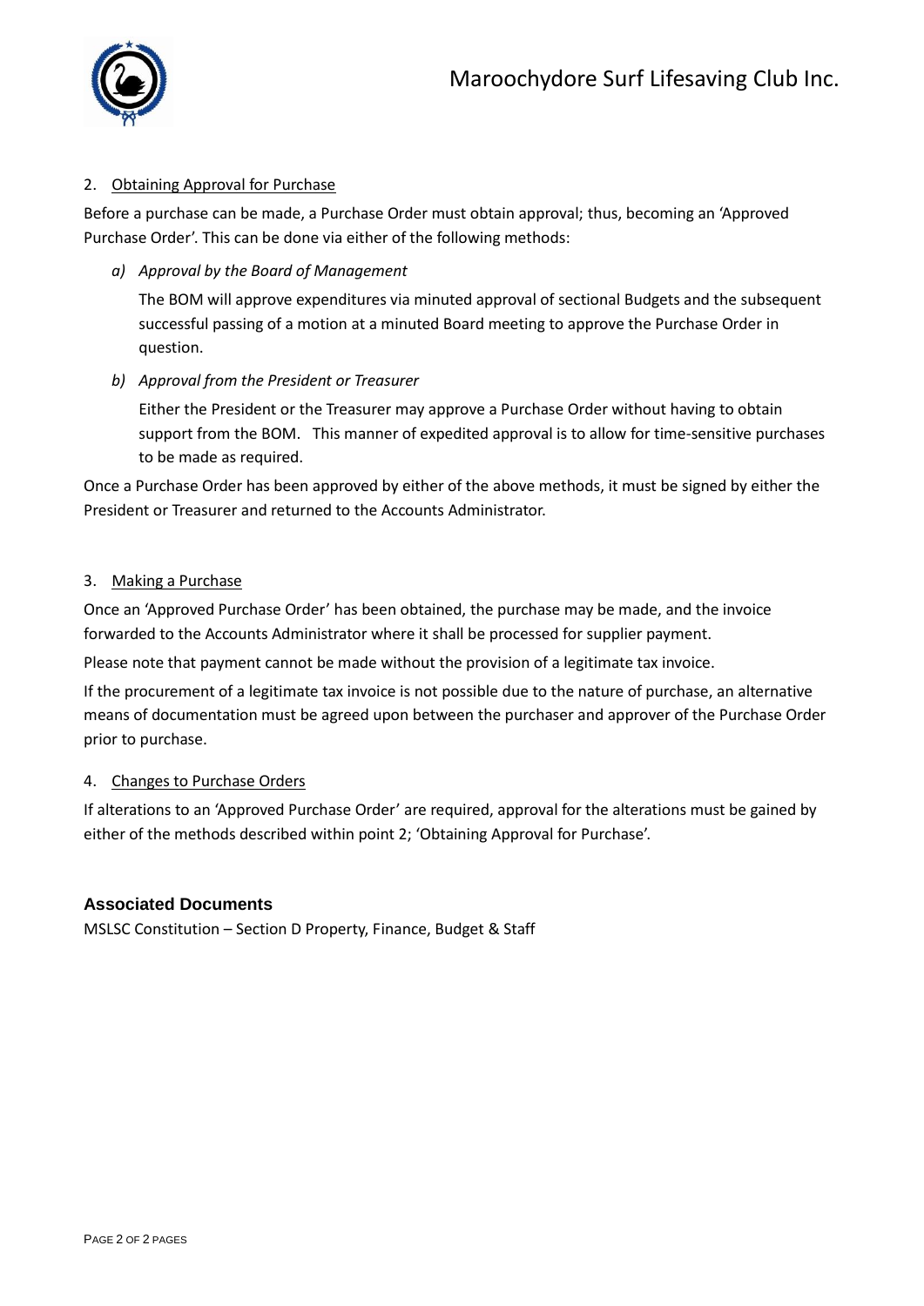2. <u>Obtaining Approval for Purchase</u>

Before a purchase can be made, a Purchase Order must obtain approval; thus, becoming an 'Approved Purchase Order'. This can be done via either of the following methods:

*a) Approval by the Board of Management*

The BOM will approve expenditures via minuted approval of sectional Budgets and the subsequent successful passing of a motion at a minuted Board meeting to approve the Purchase Order in question.

*b) Approval from the President or Treasurer*

Either the President or the Treasurer may approve a Purchase Order without having to obtain support from the BOM. This manner of expedited approval is to allow for time-sensitive purchases to be made as required.

Once a Purchase Order has been approved by either of the above methods, it must be signed by either the President or Treasurer and returned to the Accounts Administrator.

3. <u>Making a Purchase</u>

Once an 'Approved Purchase Order' has been obtained, the purchase may be made, and the invoice forwarded to the Accounts Administrator where it shall be processed for supplier payment.

Please note that payment cannot be made without the provision of a legitimate tax invoice.

If the procurement of a legitimate tax invoice is not possible due to the nature of purchase, an alternative means of documentation must be agreed upon between the purchaser and approver of the Purchase Order prior to purchase.

4. <u>Changes to Purchase Orders</u>

If alterations to an 'Approved Purchase Order' are required, approval for the alterations must be gained by either of the methods described within point 2; 'Obtaining Approval for Purchase'.

## Associated Documents

MSLSC Constitution – Section D Property, Finance, Budget & Staff